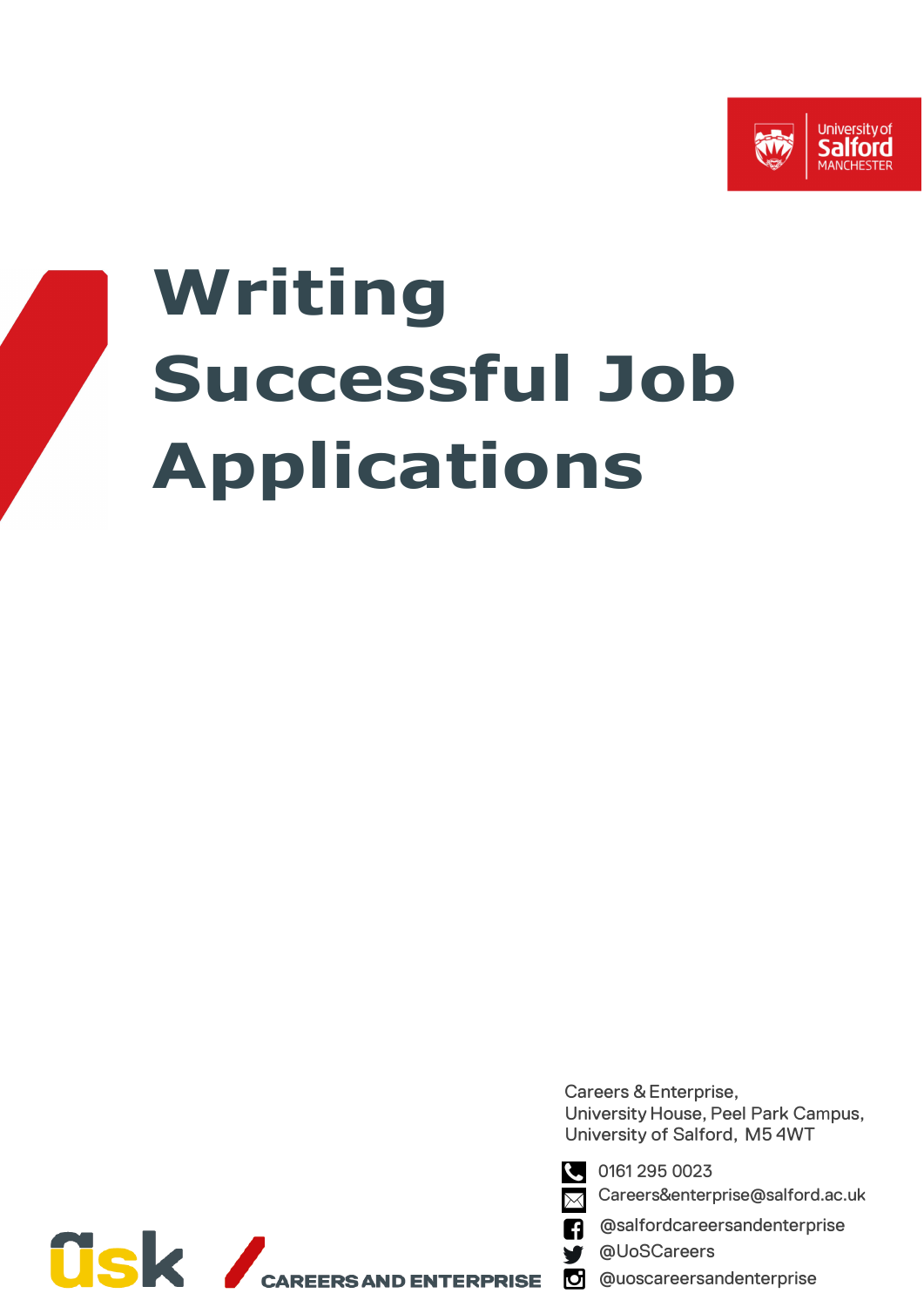University of Salford MANCHESTER

# Writing Successful Job Applications

Careers & Enterprise,
University House, Peel Park Campus,
University of Salford, M5 4WT

0161 295 0023
Careers&enterprise@salford.ac.uk
@salfordcareersandenterprise
@UoSCareers
@uoscareersandenterprise

ask CAREERS AND ENTERPRISE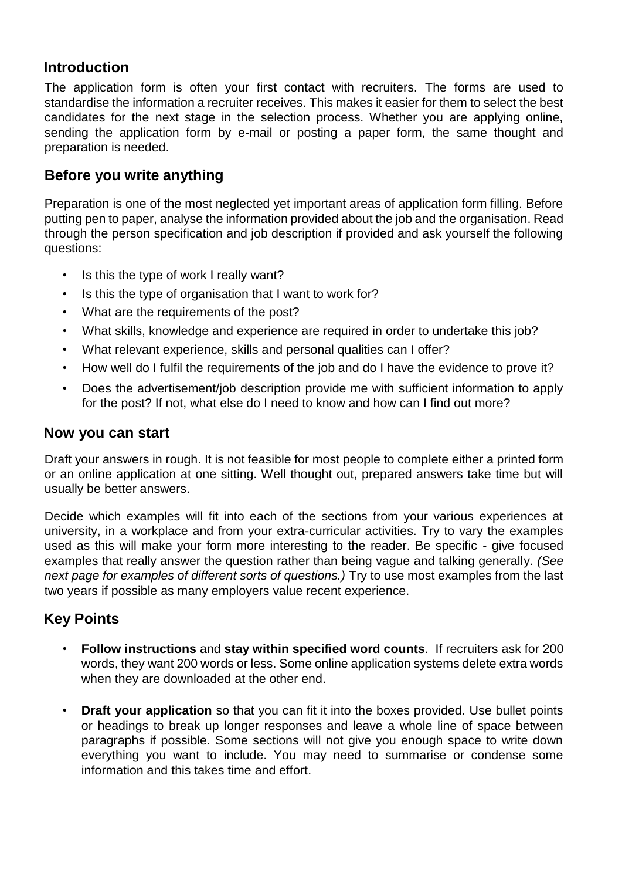## Introduction

The application form is often your first contact with recruiters. The forms are used to standardise the information a recruiter receives. This makes it easier for them to select the best candidates for the next stage in the selection process. Whether you are applying online, sending the application form by e-mail or posting a paper form, the same thought and preparation is needed.

## Before you write anything

Preparation is one of the most neglected yet important areas of application form filling. Before putting pen to paper, analyse the information provided about the job and the organisation. Read through the person specification and job description if provided and ask yourself the following questions:

- Is this the type of work I really want?
- Is this the type of organisation that I want to work for?
- What are the requirements of the post?
- What skills, knowledge and experience are required in order to undertake this job?
- What relevant experience, skills and personal qualities can I offer?
- How well do I fulfil the requirements of the job and do I have the evidence to prove it?
- Does the advertisement/job description provide me with sufficient information to apply for the post? If not, what else do I need to know and how can I find out more?

## Now you can start

Draft your answers in rough. It is not feasible for most people to complete either a printed form or an online application at one sitting. Well thought out, prepared answers take time but will usually be better answers.

Decide which examples will fit into each of the sections from your various experiences at university, in a workplace and from your extra-curricular activities. Try to vary the examples used as this will make your form more interesting to the reader. Be specific - give focused examples that really answer the question rather than being vague and talking generally. *(See next page for examples of different sorts of questions.)* Try to use most examples from the last two years if possible as many employers value recent experience.

## Key Points

- **Follow instructions** and **stay within specified word counts**. If recruiters ask for 200 words, they want 200 words or less. Some online application systems delete extra words when they are downloaded at the other end.

- **Draft your application** so that you can fit it into the boxes provided. Use bullet points or headings to break up longer responses and leave a whole line of space between paragraphs if possible. Some sections will not give you enough space to write down everything you want to include. You may need to summarise or condense some information and this takes time and effort.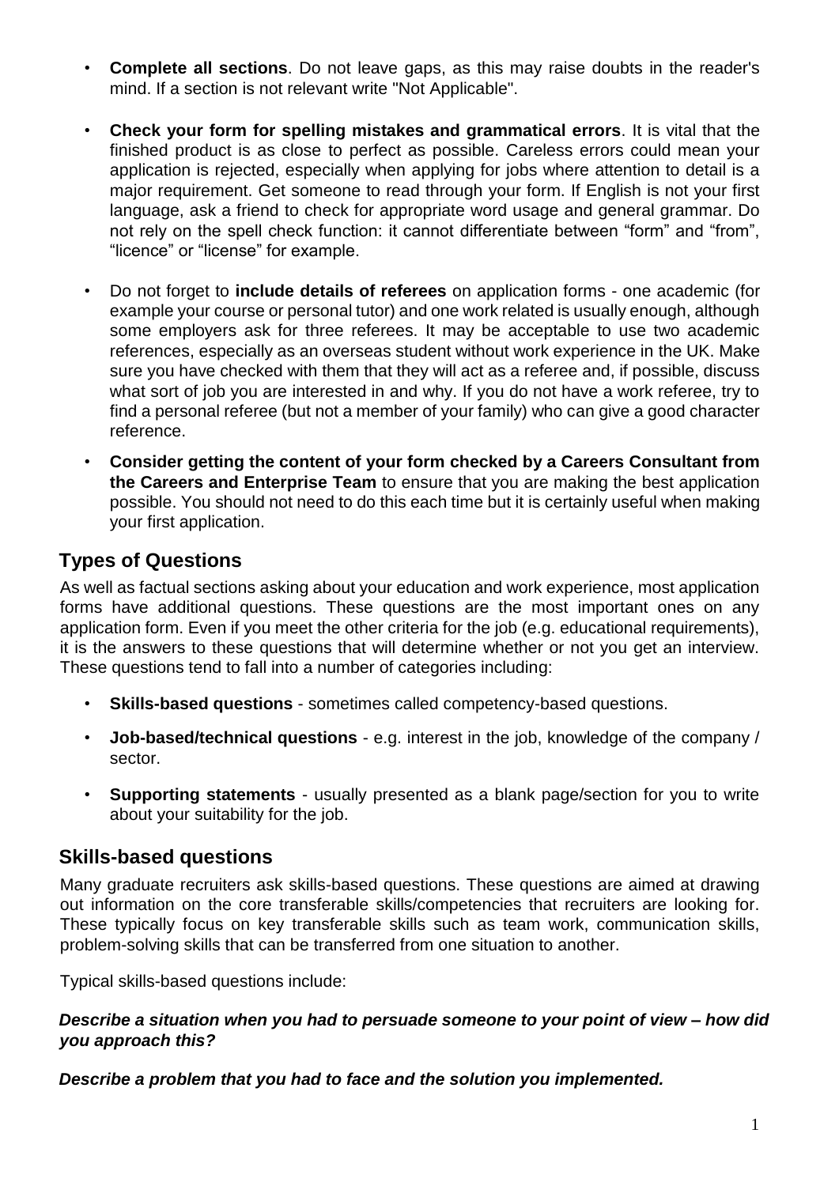- **Complete all sections**. Do not leave gaps, as this may raise doubts in the reader's mind. If a section is not relevant write "Not Applicable".
- **Check your form for spelling mistakes and grammatical errors**. It is vital that the finished product is as close to perfect as possible. Careless errors could mean your application is rejected, especially when applying for jobs where attention to detail is a major requirement. Get someone to read through your form. If English is not your first language, ask a friend to check for appropriate word usage and general grammar. Do not rely on the spell check function: it cannot differentiate between "form" and "from", "licence" or "license" for example.
- Do not forget to **include details of referees** on application forms - one academic (for example your course or personal tutor) and one work related is usually enough, although some employers ask for three referees. It may be acceptable to use two academic references, especially as an overseas student without work experience in the UK. Make sure you have checked with them that they will act as a referee and, if possible, discuss what sort of job you are interested in and why. If you do not have a work referee, try to find a personal referee (but not a member of your family) who can give a good character reference.
- **Consider getting the content of your form checked by a Careers Consultant from the Careers and Enterprise Team** to ensure that you are making the best application possible. You should not need to do this each time but it is certainly useful when making your first application.

## Types of Questions

As well as factual sections asking about your education and work experience, most application forms have additional questions. These questions are the most important ones on any application form. Even if you meet the other criteria for the job (e.g. educational requirements), it is the answers to these questions that will determine whether or not you get an interview. These questions tend to fall into a number of categories including:

- **Skills-based questions** - sometimes called competency-based questions.
- **Job-based/technical questions** - e.g. interest in the job, knowledge of the company / sector.
- **Supporting statements** - usually presented as a blank page/section for you to write about your suitability for the job.

## Skills-based questions

Many graduate recruiters ask skills-based questions. These questions are aimed at drawing out information on the core transferable skills/competencies that recruiters are looking for. These typically focus on key transferable skills such as team work, communication skills, problem-solving skills that can be transferred from one situation to another.

Typical skills-based questions include:

***Describe a situation when you had to persuade someone to your point of view – how did you approach this?***

***Describe a problem that you had to face and the solution you implemented.***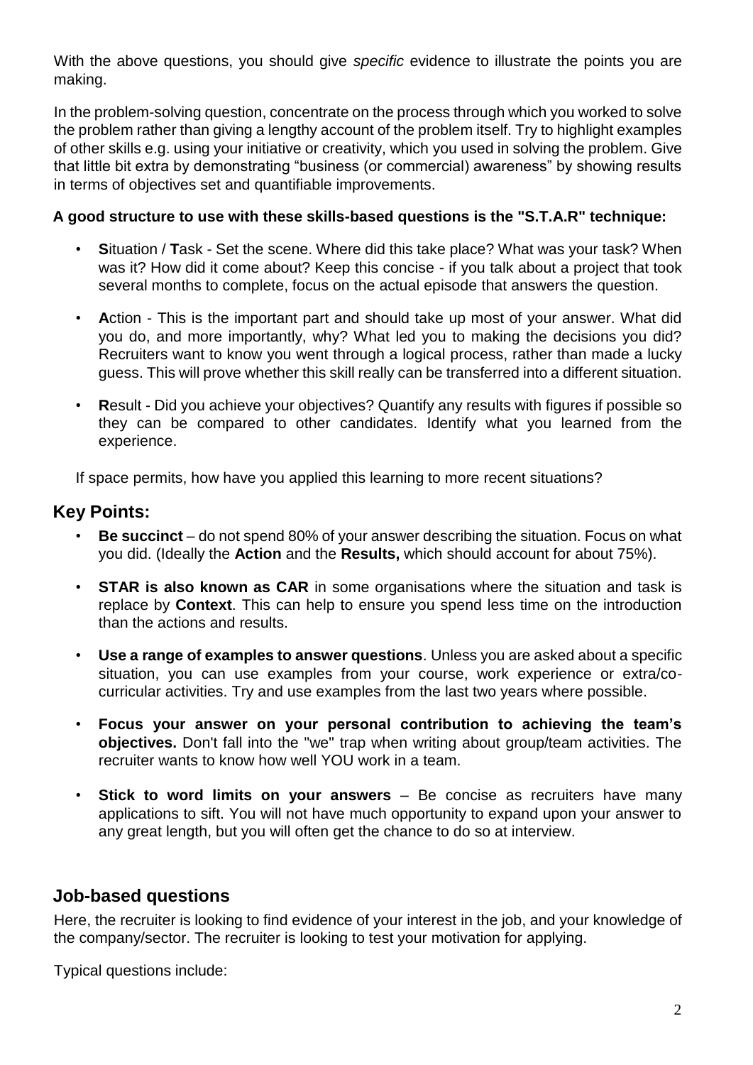With the above questions, you should give *specific* evidence to illustrate the points you are making.

In the problem-solving question, concentrate on the process through which you worked to solve the problem rather than giving a lengthy account of the problem itself. Try to highlight examples of other skills e.g. using your initiative or creativity, which you used in solving the problem. Give that little bit extra by demonstrating "business (or commercial) awareness" by showing results in terms of objectives set and quantifiable improvements.

**A good structure to use with these skills-based questions is the "S.T.A.R" technique:**

- **S**ituation / **T**ask - Set the scene. Where did this take place? What was your task? When was it? How did it come about? Keep this concise - if you talk about a project that took several months to complete, focus on the actual episode that answers the question.
- **A**ction - This is the important part and should take up most of your answer. What did you do, and more importantly, why? What led you to making the decisions you did? Recruiters want to know you went through a logical process, rather than made a lucky guess. This will prove whether this skill really can be transferred into a different situation.
- **R**esult - Did you achieve your objectives? Quantify any results with figures if possible so they can be compared to other candidates. Identify what you learned from the experience.

If space permits, how have you applied this learning to more recent situations?

## Key Points:

- **Be succinct** – do not spend 80% of your answer describing the situation. Focus on what you did. (Ideally the **Action** and the **Results,** which should account for about 75%).
- **STAR is also known as CAR** in some organisations where the situation and task is replace by **Context**. This can help to ensure you spend less time on the introduction than the actions and results.
- **Use a range of examples to answer questions**. Unless you are asked about a specific situation, you can use examples from your course, work experience or extra/co-curricular activities. Try and use examples from the last two years where possible.
- **Focus your answer on your personal contribution to achieving the team's objectives.** Don't fall into the "we" trap when writing about group/team activities. The recruiter wants to know how well YOU work in a team.
- **Stick to word limits on your answers** – Be concise as recruiters have many applications to sift. You will not have much opportunity to expand upon your answer to any great length, but you will often get the chance to do so at interview.

## Job-based questions

Here, the recruiter is looking to find evidence of your interest in the job, and your knowledge of the company/sector. The recruiter is looking to test your motivation for applying.

Typical questions include: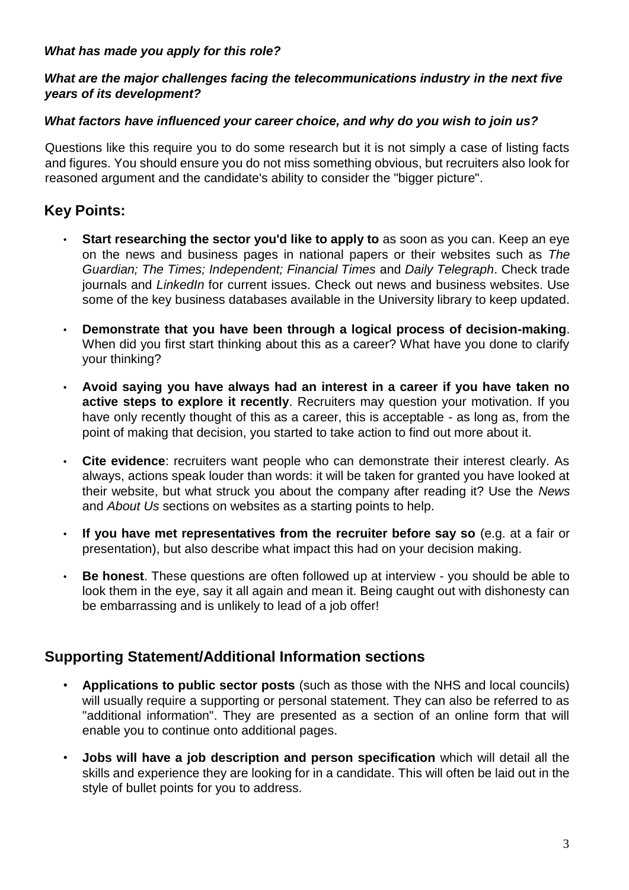***What has made you apply for this role?***

***What are the major challenges facing the telecommunications industry in the next five years of its development?***

***What factors have influenced your career choice, and why do you wish to join us?***

Questions like this require you to do some research but it is not simply a case of listing facts and figures. You should ensure you do not miss something obvious, but recruiters also look for reasoned argument and the candidate's ability to consider the "bigger picture".

## Key Points:

- **Start researching the sector you'd like to apply to** as soon as you can. Keep an eye on the news and business pages in national papers or their websites such as *The Guardian; The Times; Independent; Financial Times* and *Daily Telegraph*. Check trade journals and *LinkedIn* for current issues. Check out news and business websites. Use some of the key business databases available in the University library to keep updated.
- **Demonstrate that you have been through a logical process of decision-making**. When did you first start thinking about this as a career? What have you done to clarify your thinking?
- **Avoid saying you have always had an interest in a career if you have taken no active steps to explore it recently**. Recruiters may question your motivation. If you have only recently thought of this as a career, this is acceptable - as long as, from the point of making that decision, you started to take action to find out more about it.
- **Cite evidence**: recruiters want people who can demonstrate their interest clearly. As always, actions speak louder than words: it will be taken for granted you have looked at their website, but what struck you about the company after reading it? Use the *News* and *About Us* sections on websites as a starting points to help.
- **If you have met representatives from the recruiter before say so** (e.g. at a fair or presentation), but also describe what impact this had on your decision making.
- **Be honest**. These questions are often followed up at interview - you should be able to look them in the eye, say it all again and mean it. Being caught out with dishonesty can be embarrassing and is unlikely to lead of a job offer!

## Supporting Statement/Additional Information sections

- **Applications to public sector posts** (such as those with the NHS and local councils) will usually require a supporting or personal statement. They can also be referred to as "additional information". They are presented as a section of an online form that will enable you to continue onto additional pages.
- **Jobs will have a job description and person specification** which will detail all the skills and experience they are looking for in a candidate. This will often be laid out in the style of bullet points for you to address.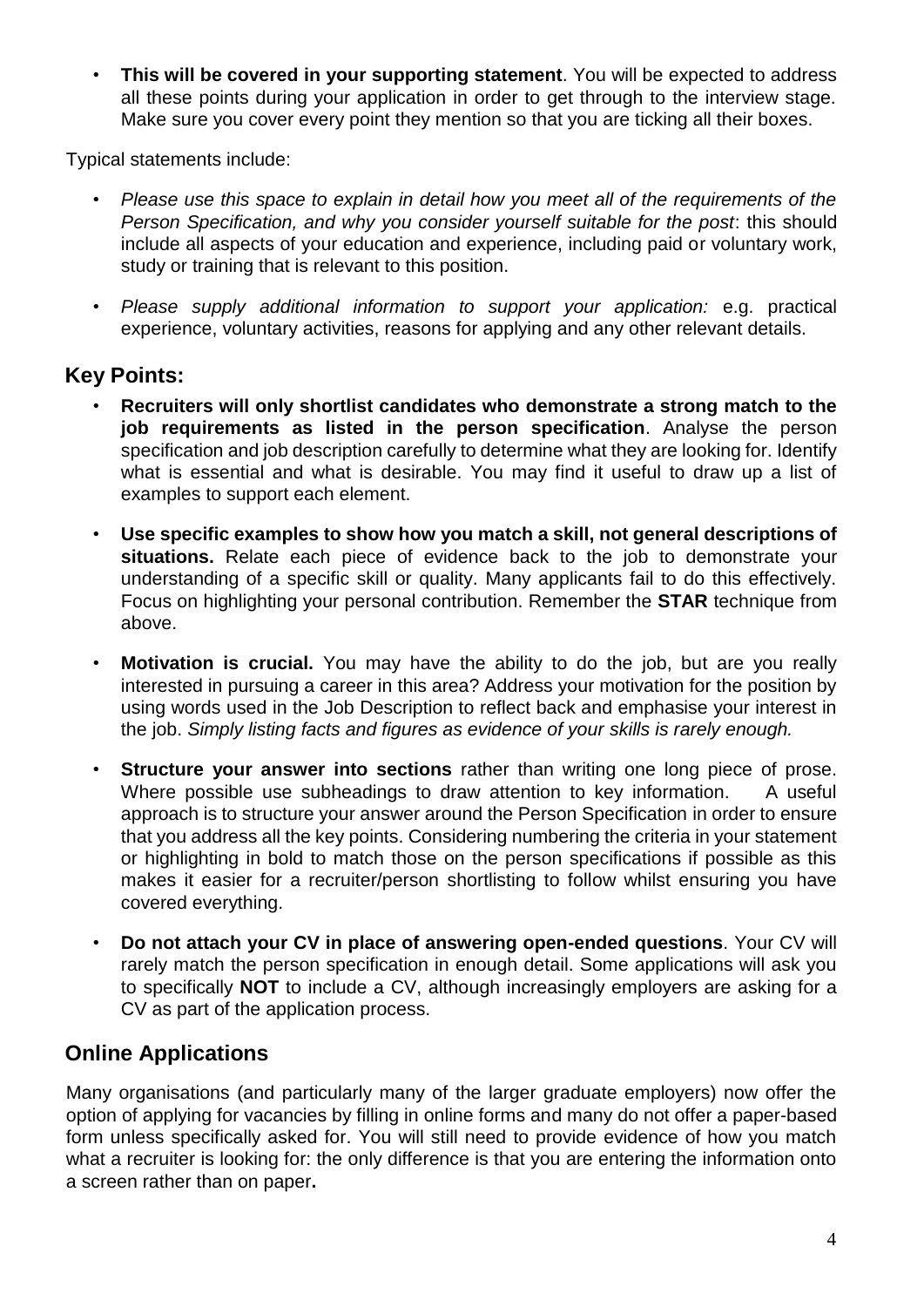- **This will be covered in your supporting statement**. You will be expected to address all these points during your application in order to get through to the interview stage. Make sure you cover every point they mention so that you are ticking all their boxes.

Typical statements include:

- *Please use this space to explain in detail how you meet all of the requirements of the Person Specification, and why you consider yourself suitable for the post*: this should include all aspects of your education and experience, including paid or voluntary work, study or training that is relevant to this position.
- *Please supply additional information to support your application:* e.g. practical experience, voluntary activities, reasons for applying and any other relevant details.

## Key Points:

- **Recruiters will only shortlist candidates who demonstrate a strong match to the job requirements as listed in the person specification**. Analyse the person specification and job description carefully to determine what they are looking for. Identify what is essential and what is desirable. You may find it useful to draw up a list of examples to support each element.
- **Use specific examples to show how you match a skill, not general descriptions of situations.** Relate each piece of evidence back to the job to demonstrate your understanding of a specific skill or quality. Many applicants fail to do this effectively. Focus on highlighting your personal contribution. Remember the **STAR** technique from above.
- **Motivation is crucial.** You may have the ability to do the job, but are you really interested in pursuing a career in this area? Address your motivation for the position by using words used in the Job Description to reflect back and emphasise your interest in the job. *Simply listing facts and figures as evidence of your skills is rarely enough.*
- **Structure your answer into sections** rather than writing one long piece of prose. Where possible use subheadings to draw attention to key information. A useful approach is to structure your answer around the Person Specification in order to ensure that you address all the key points. Considering numbering the criteria in your statement or highlighting in bold to match those on the person specifications if possible as this makes it easier for a recruiter/person shortlisting to follow whilst ensuring you have covered everything.
- **Do not attach your CV in place of answering open-ended questions**. Your CV will rarely match the person specification in enough detail. Some applications will ask you to specifically **NOT** to include a CV, although increasingly employers are asking for a CV as part of the application process.

## Online Applications

Many organisations (and particularly many of the larger graduate employers) now offer the option of applying for vacancies by filling in online forms and many do not offer a paper-based form unless specifically asked for. You will still need to provide evidence of how you match what a recruiter is looking for: the only difference is that you are entering the information onto a screen rather than on paper**.**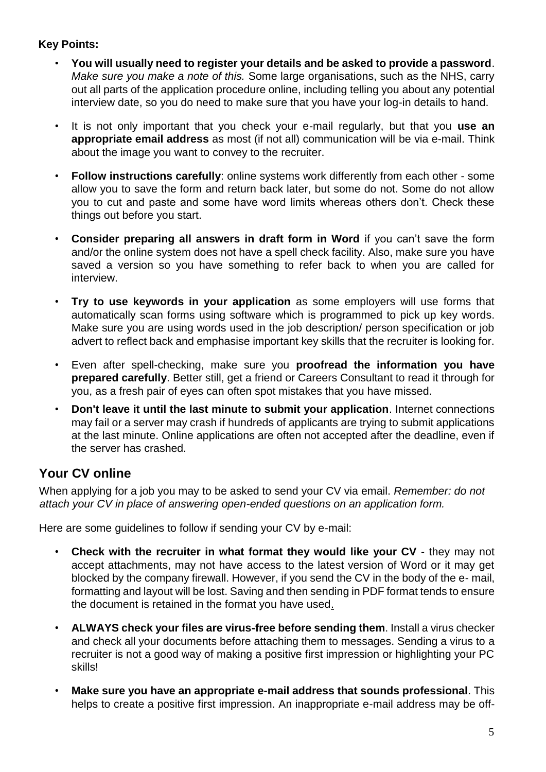**Key Points:**

- **You will usually need to register your details and be asked to provide a password**. *Make sure you make a note of this.* Some large organisations, such as the NHS, carry out all parts of the application procedure online, including telling you about any potential interview date, so you do need to make sure that you have your log-in details to hand.
- It is not only important that you check your e-mail regularly, but that you **use an appropriate email address** as most (if not all) communication will be via e-mail. Think about the image you want to convey to the recruiter.
- **Follow instructions carefully**: online systems work differently from each other - some allow you to save the form and return back later, but some do not. Some do not allow you to cut and paste and some have word limits whereas others don't. Check these things out before you start.
- **Consider preparing all answers in draft form in Word** if you can't save the form and/or the online system does not have a spell check facility. Also, make sure you have saved a version so you have something to refer back to when you are called for interview.
- **Try to use keywords in your application** as some employers will use forms that automatically scan forms using software which is programmed to pick up key words. Make sure you are using words used in the job description/ person specification or job advert to reflect back and emphasise important key skills that the recruiter is looking for.
- Even after spell-checking, make sure you **proofread the information you have prepared carefully**. Better still, get a friend or Careers Consultant to read it through for you, as a fresh pair of eyes can often spot mistakes that you have missed.
- **Don't leave it until the last minute to submit your application**. Internet connections may fail or a server may crash if hundreds of applicants are trying to submit applications at the last minute. Online applications are often not accepted after the deadline, even if the server has crashed.

## Your CV online

When applying for a job you may to be asked to send your CV via email. *Remember: do not attach your CV in place of answering open-ended questions on an application form.*

Here are some guidelines to follow if sending your CV by e-mail:

- **Check with the recruiter in what format they would like your CV** - they may not accept attachments, may not have access to the latest version of Word or it may get blocked by the company firewall. However, if you send the CV in the body of the e- mail, formatting and layout will be lost. Saving and then sending in PDF format tends to ensure the document is retained in the format you have used.
- **ALWAYS check your files are virus-free before sending them**. Install a virus checker and check all your documents before attaching them to messages. Sending a virus to a recruiter is not a good way of making a positive first impression or highlighting your PC skills!
- **Make sure you have an appropriate e-mail address that sounds professional**. This helps to create a positive first impression. An inappropriate e-mail address may be off-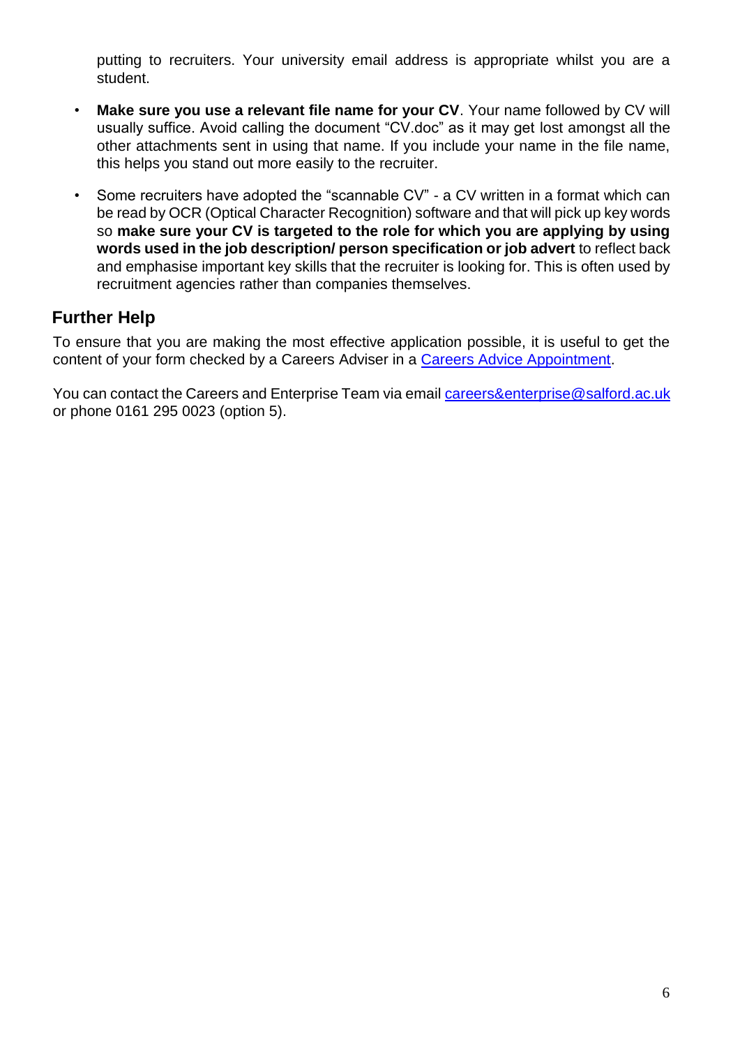putting to recruiters. Your university email address is appropriate whilst you are a student.

- **Make sure you use a relevant file name for your CV**. Your name followed by CV will usually suffice. Avoid calling the document "CV.doc" as it may get lost amongst all the other attachments sent in using that name. If you include your name in the file name, this helps you stand out more easily to the recruiter.
- Some recruiters have adopted the "scannable CV" - a CV written in a format which can be read by OCR (Optical Character Recognition) software and that will pick up key words so **make sure your CV is targeted to the role for which you are applying by using words used in the job description/ person specification or job advert** to reflect back and emphasise important key skills that the recruiter is looking for. This is often used by recruitment agencies rather than companies themselves.

## Further Help

To ensure that you are making the most effective application possible, it is useful to get the content of your form checked by a Careers Adviser in a Careers Advice Appointment.

You can contact the Careers and Enterprise Team via email careers&enterprise@salford.ac.uk or phone 0161 295 0023 (option 5).